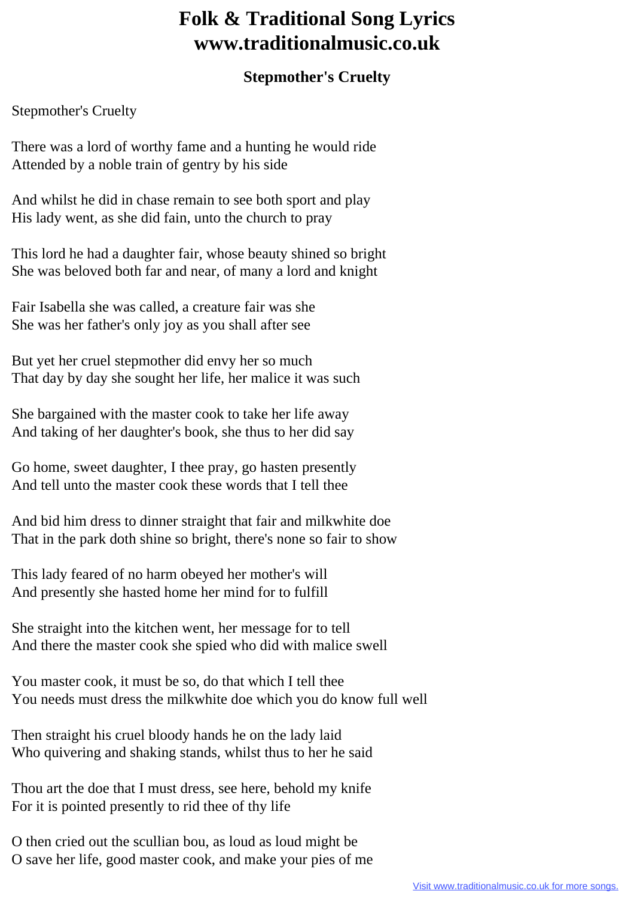# Folk & Traditional Song Lyrics
# www.traditionalmusic.co.uk

### Stepmother's Cruelty

Stepmother's Cruelty

There was a lord of worthy fame and a hunting he would ride
Attended by a noble train of gentry by his side

And whilst he did in chase remain to see both sport and play
His lady went, as she did fain, unto the church to pray

This lord he had a daughter fair, whose beauty shined so bright
She was beloved both far and near, of many a lord and knight

Fair Isabella she was called, a creature fair was she
She was her father's only joy as you shall after see

But yet her cruel stepmother did envy her so much
That day by day she sought her life, her malice it was such

She bargained with the master cook to take her life away
And taking of her daughter's book, she thus to her did say

Go home, sweet daughter, I thee pray, go hasten presently
And tell unto the master cook these words that I tell thee

And bid him dress to dinner straight that fair and milkwhite doe
That in the park doth shine so bright, there's none so fair to show

This lady feared of no harm obeyed her mother's will
And presently she hasted home her mind for to fulfill

She straight into the kitchen went, her message for to tell
And there the master cook she spied who did with malice swell

You master cook, it must be so, do that which I tell thee
You needs must dress the milkwhite doe which you do know full well

Then straight his cruel bloody hands he on the lady laid
Who quivering and shaking stands, whilst thus to her he said

Thou art the doe that I must dress, see here, behold my knife
For it is pointed presently to rid thee of thy life

O then cried out the scullian bou, as loud as loud might be
O save her life, good master cook, and make your pies of me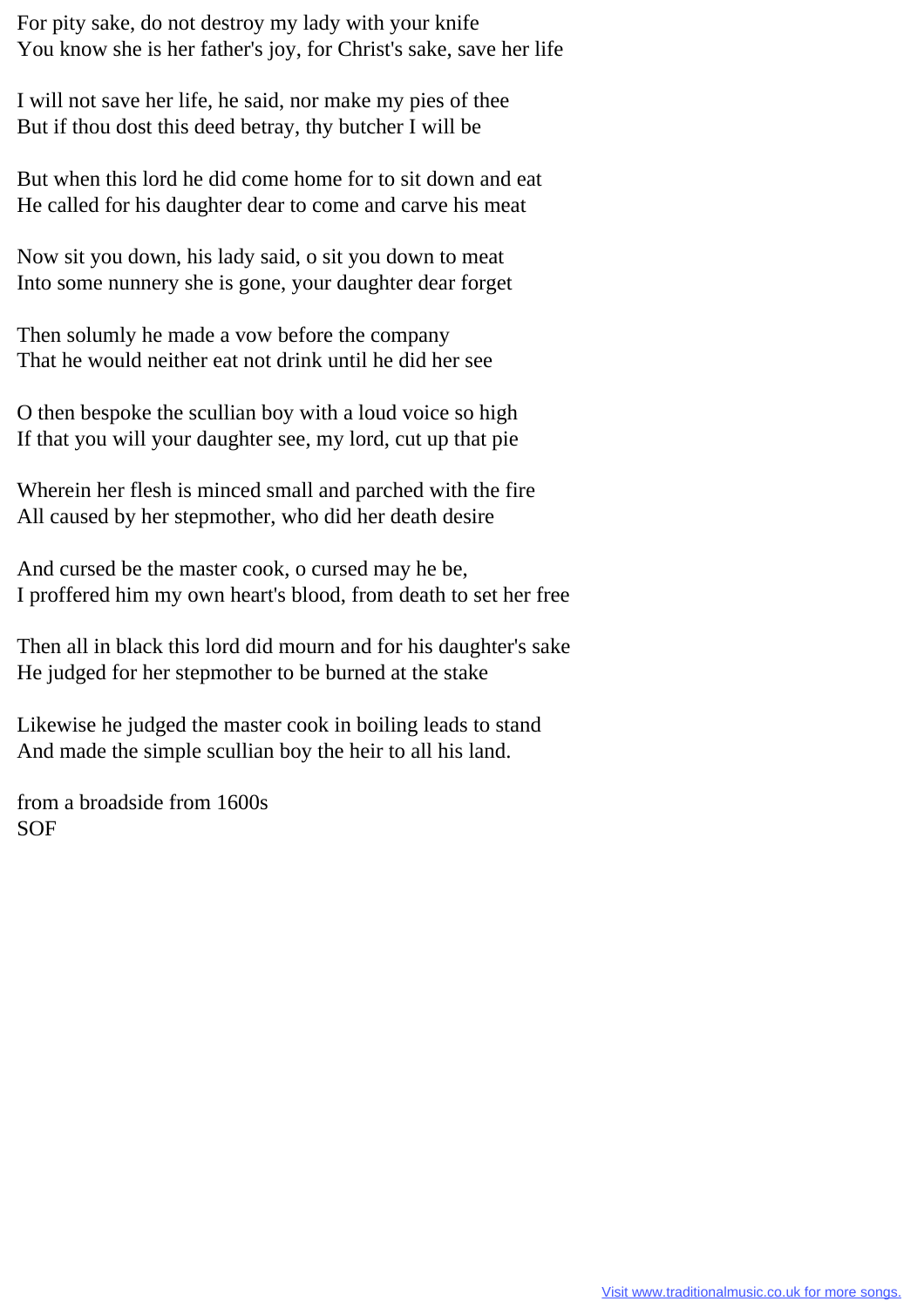For pity sake, do not destroy my lady with your knife
You know she is her father's joy, for Christ's sake, save her life

I will not save her life, he said, nor make my pies of thee
But if thou dost this deed betray, thy butcher I will be

But when this lord he did come home for to sit down and eat
He called for his daughter dear to come and carve his meat

Now sit you down, his lady said, o sit you down to meat
Into some nunnery she is gone, your daughter dear forget

Then solumly he made a vow before the company
That he would neither eat not drink until he did her see

O then bespoke the scullian boy with a loud voice so high
If that you will your daughter see, my lord, cut up that pie

Wherein her flesh is minced small and parched with the fire
All caused by her stepmother, who did her death desire

And cursed be the master cook, o cursed may he be,
I proffered him my own heart's blood, from death to set her free

Then all in black this lord did mourn and for his daughter's sake
He judged for her stepmother to be burned at the stake

Likewise he judged the master cook in boiling leads to stand
And made the simple scullian boy the heir to all his land.

from a broadside from 1600s
SOF